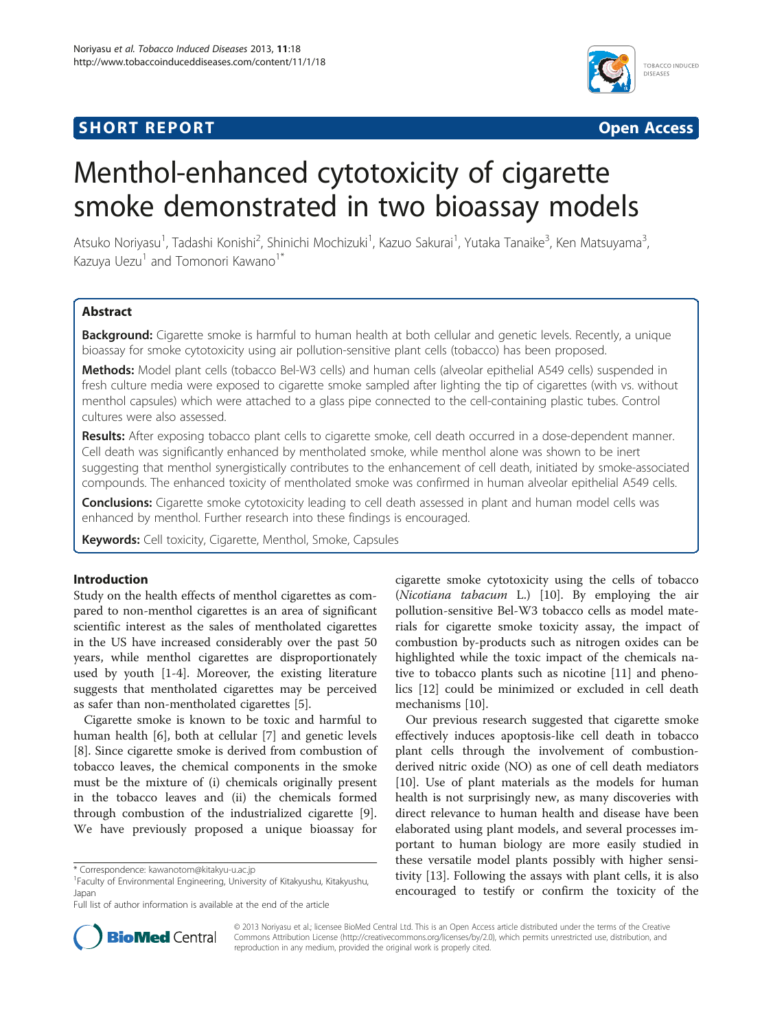**SHORT REPORT** **Open Access**

# Menthol-enhanced cytotoxicity of cigarette smoke demonstrated in two bioassay models

Atsuko Noriyasu[1], Tadashi Konishi[2], Shinichi Mochizuki[1], Kazuo Sakurai[1], Yutaka Tanaike[3], Ken Matsuyama[3], Kazuya Uezu[1] and Tomonori Kawano[1*]

## Abstract

**Background:** Cigarette smoke is harmful to human health at both cellular and genetic levels. Recently, a unique bioassay for smoke cytotoxicity using air pollution-sensitive plant cells (tobacco) has been proposed.

**Methods:** Model plant cells (tobacco Bel-W3 cells) and human cells (alveolar epithelial A549 cells) suspended in fresh culture media were exposed to cigarette smoke sampled after lighting the tip of cigarettes (with vs. without menthol capsules) which were attached to a glass pipe connected to the cell-containing plastic tubes. Control cultures were also assessed.

**Results:** After exposing tobacco plant cells to cigarette smoke, cell death occurred in a dose-dependent manner. Cell death was significantly enhanced by mentholated smoke, while menthol alone was shown to be inert suggesting that menthol synergistically contributes to the enhancement of cell death, initiated by smoke-associated compounds. The enhanced toxicity of mentholated smoke was confirmed in human alveolar epithelial A549 cells.

**Conclusions:** Cigarette smoke cytotoxicity leading to cell death assessed in plant and human model cells was enhanced by menthol. Further research into these findings is encouraged.

**Keywords:** Cell toxicity, Cigarette, Menthol, Smoke, Capsules

## Introduction

Study on the health effects of menthol cigarettes as compared to non-menthol cigarettes is an area of significant scientific interest as the sales of mentholated cigarettes in the US have increased considerably over the past 50 years, while menthol cigarettes are disproportionately used by youth [1-4]. Moreover, the existing literature suggests that mentholated cigarettes may be perceived as safer than non-mentholated cigarettes [5].

Cigarette smoke is known to be toxic and harmful to human health [6], both at cellular [7] and genetic levels [8]. Since cigarette smoke is derived from combustion of tobacco leaves, the chemical components in the smoke must be the mixture of (i) chemicals originally present in the tobacco leaves and (ii) the chemicals formed through combustion of the industrialized cigarette [9]. We have previously proposed a unique bioassay for cigarette smoke cytotoxicity using the cells of tobacco (*Nicotiana tabacum* L.) [10]. By employing the air pollution-sensitive Bel-W3 tobacco cells as model materials for cigarette smoke toxicity assay, the impact of combustion by-products such as nitrogen oxides can be highlighted while the toxic impact of the chemicals native to tobacco plants such as nicotine [11] and phenolics [12] could be minimized or excluded in cell death mechanisms [10].

Our previous research suggested that cigarette smoke effectively induces apoptosis-like cell death in tobacco plant cells through the involvement of combustion-derived nitric oxide (NO) as one of cell death mediators [10]. Use of plant materials as the models for human health is not surprisingly new, as many discoveries with direct relevance to human health and disease have been elaborated using plant models, and several processes important to human biology are more easily studied in these versatile model plants possibly with higher sensitivity [13]. Following the assays with plant cells, it is also encouraged to testify or confirm the toxicity of the

\* Correspondence: kawanotom@kitakyu-u.ac.jp
[1]Faculty of Environmental Engineering, University of Kitakyushu, Kitakyushu, Japan
Full list of author information is available at the end of the article

© 2013 Noriyasu et al.; licensee BioMed Central Ltd. This is an Open Access article distributed under the terms of the Creative Commons Attribution License (http://creativecommons.org/licenses/by/2.0), which permits unrestricted use, distribution, and reproduction in any medium, provided the original work is properly cited.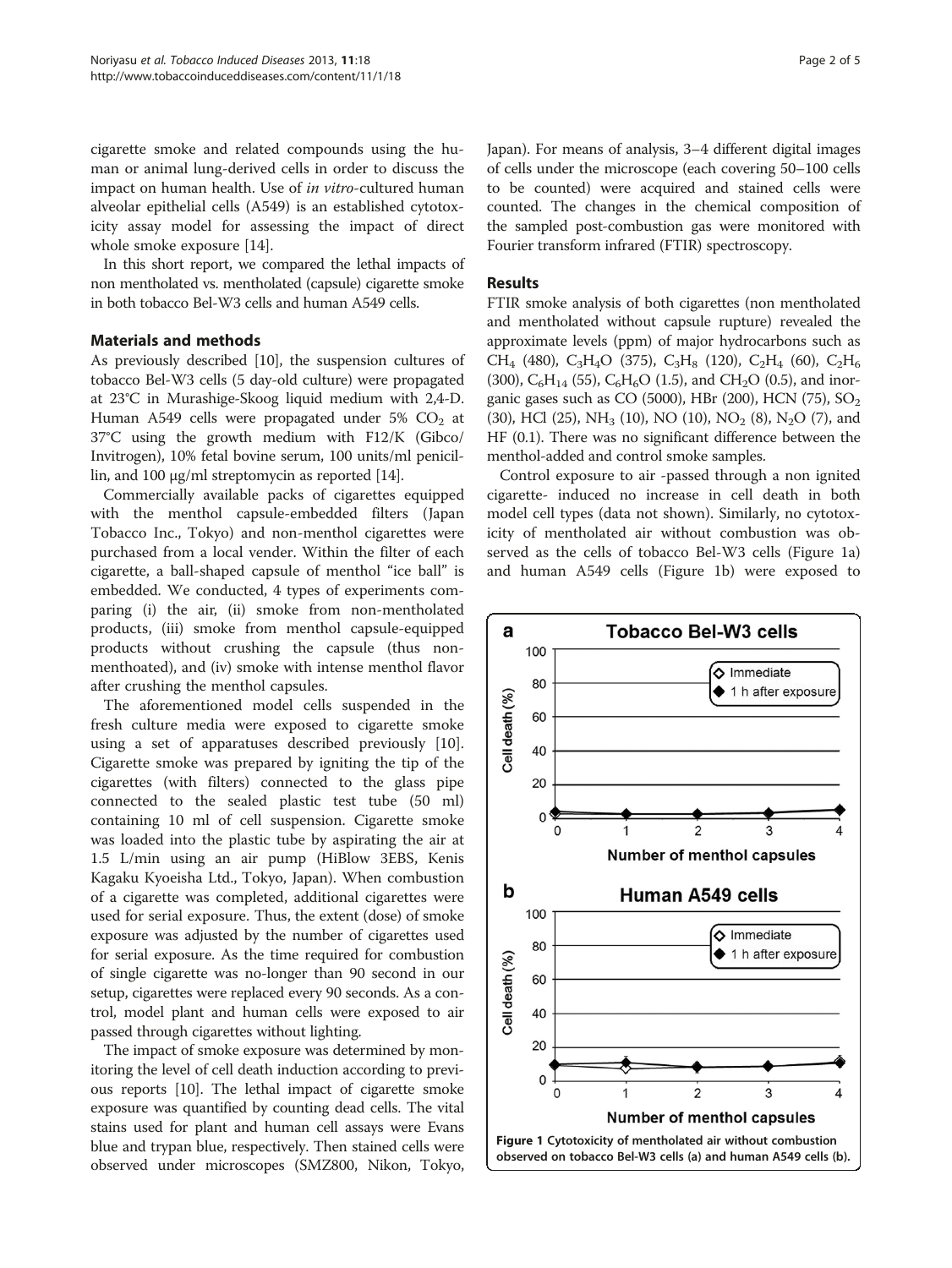cigarette smoke and related compounds using the human or animal lung-derived cells in order to discuss the impact on human health. Use of *in vitro*-cultured human alveolar epithelial cells (A549) is an established cytotoxicity assay model for assessing the impact of direct whole smoke exposure [14].

In this short report, we compared the lethal impacts of non mentholated vs. mentholated (capsule) cigarette smoke in both tobacco Bel-W3 cells and human A549 cells.

## Materials and methods

As previously described [10], the suspension cultures of tobacco Bel-W3 cells (5 day-old culture) were propagated at 23°C in Murashige-Skoog liquid medium with 2,4-D. Human A549 cells were propagated under 5% $CO_2$ at 37°C using the growth medium with F12/K (Gibco/Invitrogen), 10% fetal bovine serum, 100 units/ml penicillin, and 100 μg/ml streptomycin as reported [14].

Commercially available packs of cigarettes equipped with the menthol capsule-embedded filters (Japan Tobacco Inc., Tokyo) and non-menthol cigarettes were purchased from a local vender. Within the filter of each cigarette, a ball-shaped capsule of menthol "ice ball" is embedded. We conducted, 4 types of experiments comparing (i) the air, (ii) smoke from non-mentholated products, (iii) smoke from menthol capsule-equipped products without crushing the capsule (thus non-menthoated), and (iv) smoke with intense menthol flavor after crushing the menthol capsules.

The aforementioned model cells suspended in the fresh culture media were exposed to cigarette smoke using a set of apparatuses described previously [10]. Cigarette smoke was prepared by igniting the tip of the cigarettes (with filters) connected to the glass pipe connected to the sealed plastic test tube (50 ml) containing 10 ml of cell suspension. Cigarette smoke was loaded into the plastic tube by aspirating the air at 1.5 L/min using an air pump (HiBlow 3EBS, Kenis Kagaku Kyoeisha Ltd., Tokyo, Japan). When combustion of a cigarette was completed, additional cigarettes were used for serial exposure. Thus, the extent (dose) of smoke exposure was adjusted by the number of cigarettes used for serial exposure. As the time required for combustion of single cigarette was no-longer than 90 second in our setup, cigarettes were replaced every 90 seconds. As a control, model plant and human cells were exposed to air passed through cigarettes without lighting.

The impact of smoke exposure was determined by monitoring the level of cell death induction according to previous reports [10]. The lethal impact of cigarette smoke exposure was quantified by counting dead cells. The vital stains used for plant and human cell assays were Evans blue and trypan blue, respectively. Then stained cells were observed under microscopes (SMZ800, Nikon, Tokyo, Japan). For means of analysis, 3–4 different digital images of cells under the microscope (each covering 50–100 cells to be counted) were acquired and stained cells were counted. The changes in the chemical composition of the sampled post-combustion gas were monitored with Fourier transform infrared (FTIR) spectroscopy.

## Results

FTIR smoke analysis of both cigarettes (non mentholated and mentholated without capsule rupture) revealed the approximate levels (ppm) of major hydrocarbons such as $CH_4$ (480), $C_3H_4O$ (375), $C_3H_8$ (120), $C_2H_4$ (60), $C_2H_6$ (300), $C_6H_{14}$ (55), $C_6H_6O$ (1.5), and $CH_2O$ (0.5), and inorganic gases such as CO (5000), HBr (200), HCN (75), $SO_2$ (30), HCl (25), $NH_3$ (10), NO (10), $NO_2$ (8), $N_2O$ (7), and HF (0.1). There was no significant difference between the menthol-added and control smoke samples.

Control exposure to air -passed through a non ignited cigarette- induced no increase in cell death in both model cell types (data not shown). Similarly, no cytotoxicity of mentholated air without combustion was observed as the cells of tobacco Bel-W3 cells (Figure 1a) and human A549 cells (Figure 1b) were exposed to

**Figure 1 Cytotoxicity of mentholated air without combustion observed on tobacco Bel-W3 cells (a) and human A549 cells (b).**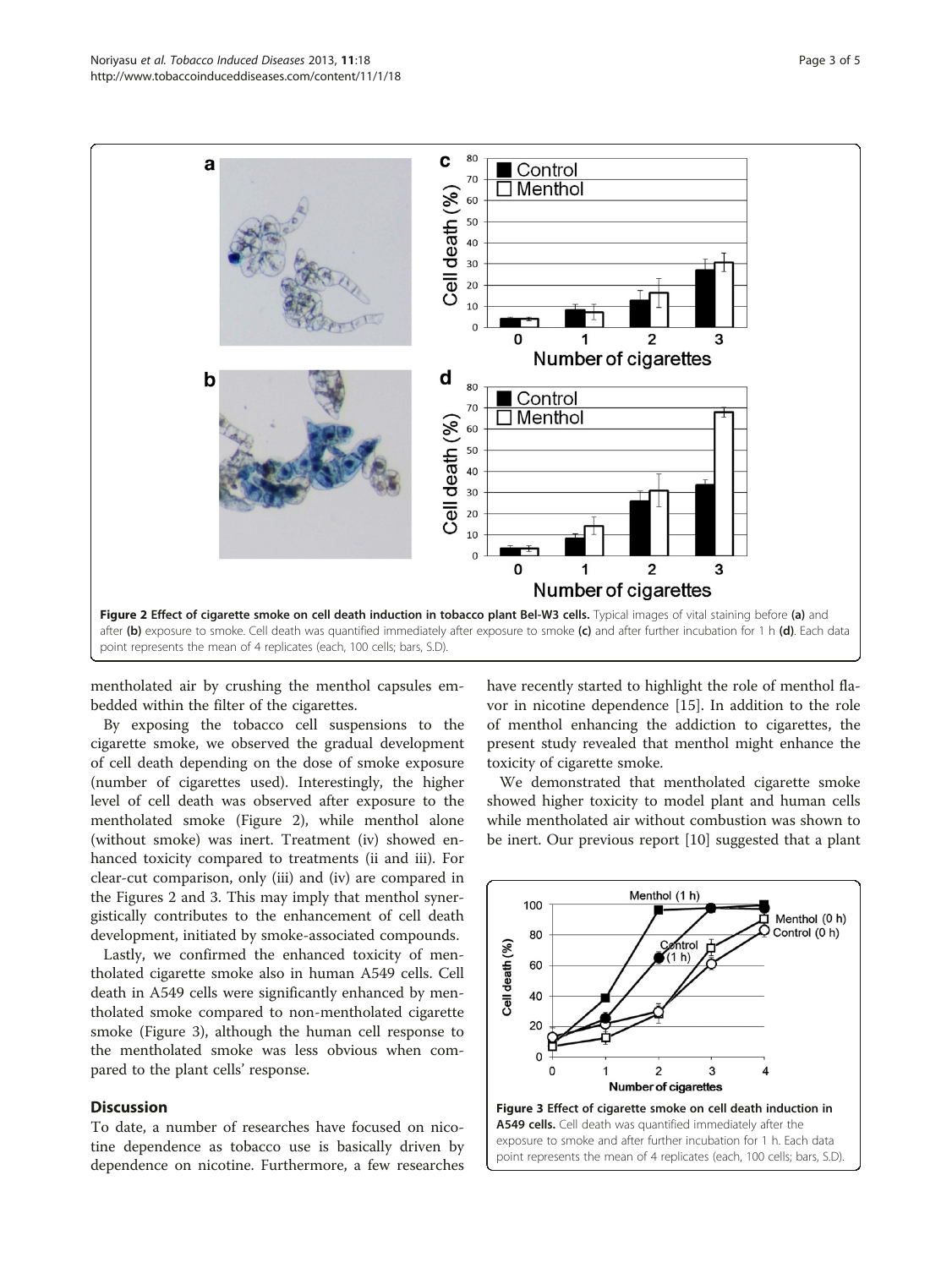Figure 2 Effect of cigarette smoke on cell death induction in tobacco plant Bel-W3 cells. Typical images of vital staining before (a) and after (b) exposure to smoke. Cell death was quantified immediately after exposure to smoke (c) and after further incubation for 1 h (d). Each data point represents the mean of 4 replicates (each, 100 cells; bars, S.D).

mentholated air by crushing the menthol capsules embedded within the filter of the cigarettes.

By exposing the tobacco cell suspensions to the cigarette smoke, we observed the gradual development of cell death depending on the dose of smoke exposure (number of cigarettes used). Interestingly, the higher level of cell death was observed after exposure to the mentholated smoke (Figure 2), while menthol alone (without smoke) was inert. Treatment (iv) showed enhanced toxicity compared to treatments (ii and iii). For clear-cut comparison, only (iii) and (iv) are compared in the Figures 2 and 3. This may imply that menthol synergistically contributes to the enhancement of cell death development, initiated by smoke-associated compounds.

Lastly, we confirmed the enhanced toxicity of mentholated cigarette smoke also in human A549 cells. Cell death in A549 cells were significantly enhanced by mentholated smoke compared to non-mentholated cigarette smoke (Figure 3), although the human cell response to the mentholated smoke was less obvious when compared to the plant cells' response.

## Discussion

To date, a number of researches have focused on nicotine dependence as tobacco use is basically driven by dependence on nicotine. Furthermore, a few researches have recently started to highlight the role of menthol flavor in nicotine dependence [15]. In addition to the role of menthol enhancing the addiction to cigarettes, the present study revealed that menthol might enhance the toxicity of cigarette smoke.

We demonstrated that mentholated cigarette smoke showed higher toxicity to model plant and human cells while mentholated air without combustion was shown to be inert. Our previous report [10] suggested that a plant

Figure 3 Effect of cigarette smoke on cell death induction in A549 cells. Cell death was quantified immediately after the exposure to smoke and after further incubation for 1 h. Each data point represents the mean of 4 replicates (each, 100 cells; bars, S.D).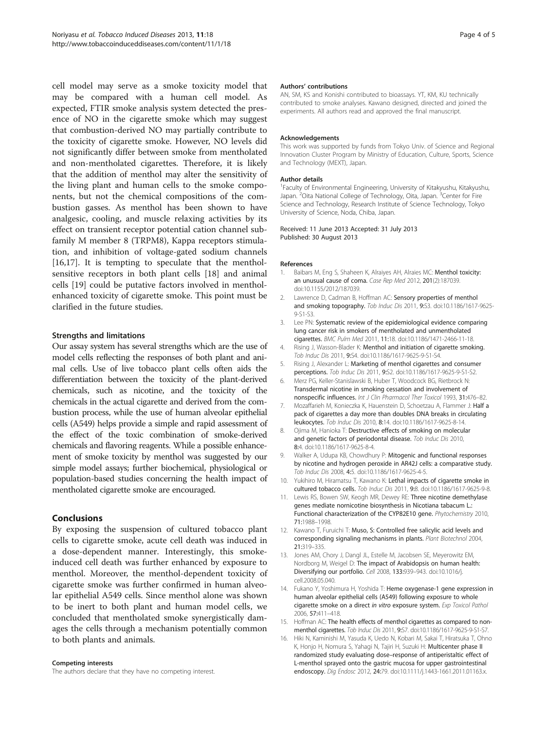cell model may serve as a smoke toxicity model that may be compared with a human cell model. As expected, FTIR smoke analysis system detected the presence of NO in the cigarette smoke which may suggest that combustion-derived NO may partially contribute to the toxicity of cigarette smoke. However, NO levels did not significantly differ between smoke from mentholated and non-mentholated cigarettes. Therefore, it is likely that the addition of menthol may alter the sensitivity of the living plant and human cells to the smoke components, but not the chemical compositions of the combustion gasses. As menthol has been shown to have analgesic, cooling, and muscle relaxing activities by its effect on transient receptor potential cation channel subfamily M member 8 (TRPM8), Kappa receptors stimulation, and inhibition of voltage-gated sodium channels [16,17]. It is tempting to speculate that the menthol-sensitive receptors in both plant cells [18] and animal cells [19] could be putative factors involved in menthol-enhanced toxicity of cigarette smoke. This point must be clarified in the future studies.

#### Strengths and limitations

Our assay system has several strengths which are the use of model cells reflecting the responses of both plant and animal cells. Use of live tobacco plant cells often aids the differentiation between the toxicity of the plant-derived chemicals, such as nicotine, and the toxicity of the chemicals in the actual cigarette and derived from the combustion process, while the use of human alveolar epithelial cells (A549) helps provide a simple and rapid assessment of the effect of the toxic combination of smoke-derived chemicals and flavoring reagents. While a possible enhancement of smoke toxicity by menthol was suggested by our simple model assays; further biochemical, physiological or population-based studies concerning the health impact of mentholated cigarette smoke are encouraged.

## Conclusions

By exposing the suspension of cultured tobacco plant cells to cigarette smoke, acute cell death was induced in a dose-dependent manner. Interestingly, this smoke-induced cell death was further enhanced by exposure to menthol. Moreover, the menthol-dependent toxicity of cigarette smoke was further confirmed in human alveolar epithelial A549 cells. Since menthol alone was shown to be inert to both plant and human model cells, we concluded that mentholated smoke synergistically damages the cells through a mechanism potentially common to both plants and animals.

#### Competing interests

The authors declare that they have no competing interest.

#### Authors' contributions

AN, SM, KS and Konishi contributed to bioassays. YT, KM, KU technically contributed to smoke analyses. Kawano designed, directed and joined the experiments. All authors read and approved the final manuscript.

#### Acknowledgements

This work was supported by funds from Tokyo Univ. of Science and Regional Innovation Cluster Program by Ministry of Education, Culture, Sports, Science and Technology (MEXT), Japan.

#### Author details

[1]Faculty of Environmental Engineering, University of Kitakyushu, Kitakyushu, Japan. [2]Oita National College of Technology, Oita, Japan. [3]Center for Fire Science and Technology, Research Institute of Science Technology, Tokyo University of Science, Noda, Chiba, Japan.

Received: 11 June 2013 Accepted: 31 July 2013
Published: 30 August 2013

#### References

1. Baibars M, Eng S, Shaheen K, Alraiyes AH, Alraies MC: **Menthol toxicity: an unusual cause of coma.** *Case Rep Med* 2012, **201**(2):187039. doi:10.1155/2012/187039.
2. Lawrence D, Cadman B, Hoffman AC: **Sensory properties of menthol and smoking topography.** *Tob Induc Dis* 2011, **9**:S3. doi:10.1186/1617-9625-9-S1-S3.
3. Lee PN: **Systematic review of the epidemiological evidence comparing lung cancer risk in smokers of mentholated and unmentholated cigarettes.** *BMC Pulm Med* 2011, **11**:18. doi:10.1186/1471-2466-11-18.
4. Rising J, Wasson-Blader K: **Menthol and initiation of cigarette smoking.** *Tob Induc Dis* 2011, **9**:S4. doi:10.1186/1617-9625-9-S1-S4.
5. Rising J, Alexander L: **Marketing of menthol cigarettes and consumer perceptions.** *Tob Induc Dis* 2011, **9**:S2. doi:10.1186/1617-9625-9-S1-S2.
6. Merz PG, Keller-Stanislawski B, Huber T, Woodcock BG, Rietbrock N: **Transdermal nicotine in smoking cessation and involvement of nonspecific influences.** *Int J Clin Pharmacol Ther Toxicol* 1993, **31**:476–82.
7. Mozaffarieh M, Konieczka K, Hauenstein D, Schoetzau A, Flammer J: **Half a pack of cigarettes a day more than doubles DNA breaks in circulating leukocytes.** *Tob Induc Dis* 2010, **8**:14. doi:10.1186/1617-9625-8-14.
8. Ojima M, Hanioka T: **Destructive effects of smoking on molecular and genetic factors of periodontal disease.** *Tob Induc Dis* 2010, **8**:4. doi:10.1186/1617-9625-8-4.
9. Walker A, Udupa KB, Chowdhury P: **Mitogenic and functional responses by nicotine and hydrogen peroxide in AR42J cells: a comparative study.** *Tob Induc Dis* 2008, **4**:5. doi:10.1186/1617-9625-4-5.
10. Yukihiro M, Hiramatsu T, Kawano K: **Lethal impacts of cigarette smoke in cultured tobacco cells.** *Tob Induc Dis* 2011, **9**:8. doi:10.1186/1617-9625-9-8.
11. Lewis RS, Bowen SW, Keogh MR, Dewey RE: **Three nicotine demethylase genes mediate nornicotine biosynthesis in Nicotiana tabacum L.: Functional characterization of the CYP82E10 gene.** *Phytochemistry* 2010, **71**:1988–1998.
12. Kawano T, Furuichi T: **Muso, S: Controlled free salicylic acid levels and corresponding signaling mechanisms in plants.** *Plant Biotechnol* 2004, **21**:319–335.
13. Jones AM, Chory J, Dangl JL, Estelle M, Jacobsen SE, Meyerowitz EM, Nordborg M, Weigel D: **The impact of Arabidopsis on human health: Diversifying our portfolio.** *Cell* 2008, **133**:939–943. doi:10.1016/j.cell.2008.05.040.
14. Fukano Y, Yoshimura H, Yoshida T: **Heme oxygenase-1 gene expression in human alveolar epithelial cells (A549) following exposure to whole cigarette smoke on a direct *in vitro* exposure system.** *Exp Toxicol Pathol* 2006, **57**:411–418.
15. Hoffman AC: **The health effects of menthol cigarettes as compared to non-menthol cigarettes.** *Tob Induc Dis* 2011, **9**:S7. doi:10.1186/1617-9625-9-S1-S7.
16. Hiki N, Kaminishi M, Yasuda K, Uedo N, Kobari M, Sakai T, Hiratsuka T, Ohno K, Honjo H, Nomura S, Yahagi N, Tajiri H, Suzuki H: **Multicenter phase II randomized study evaluating dose–response of antiperistaltic effect of L-menthol sprayed onto the gastric mucosa for upper gastrointestinal endoscopy.** *Dig Endosc* 2012, **24**:79. doi:10.1111/j.1443-1661.2011.01163.x.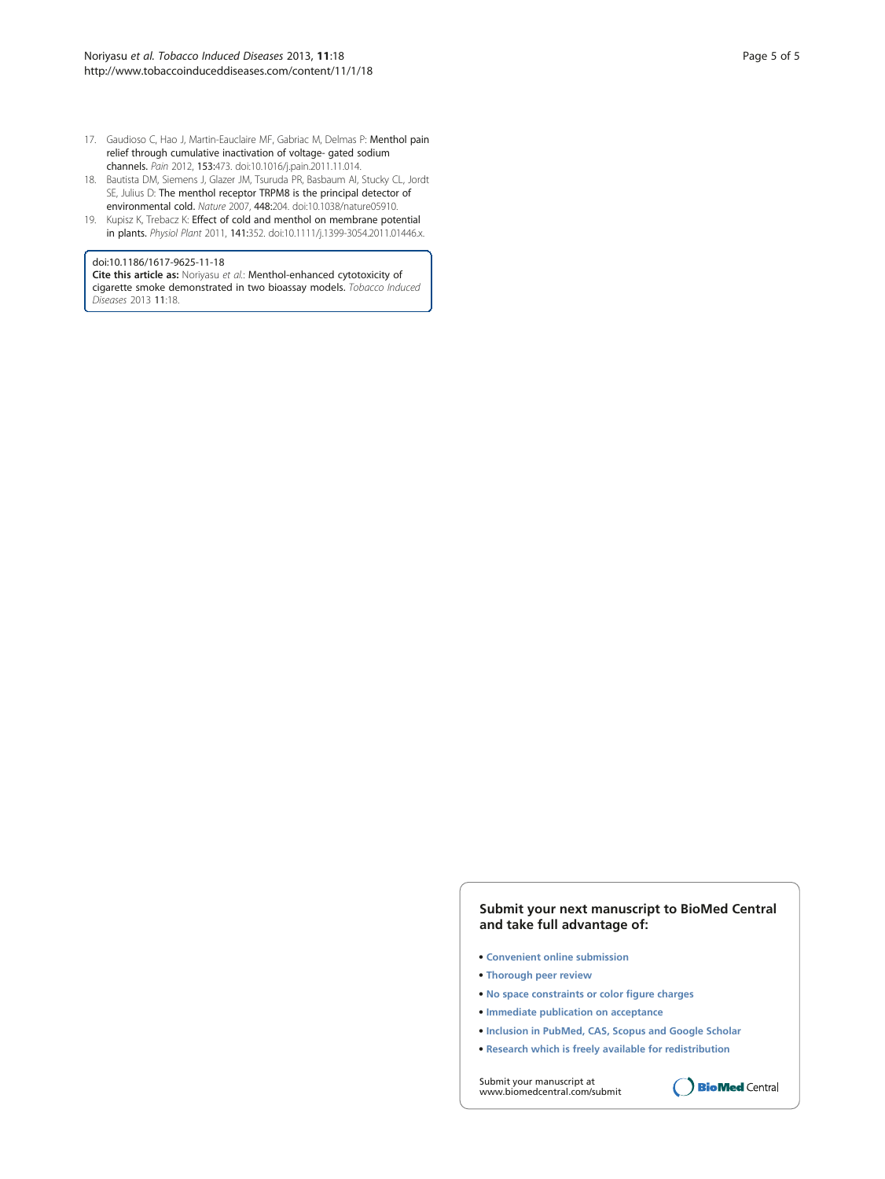17. Gaudioso C, Hao J, Martin-Eauclaire MF, Gabriac M, Delmas P: **Menthol pain relief through cumulative inactivation of voltage- gated sodium channels.** *Pain* 2012, **153:**473. doi:10.1016/j.pain.2011.11.014.
18. Bautista DM, Siemens J, Glazer JM, Tsuruda PR, Basbaum AI, Stucky CL, Jordt SE, Julius D: **The menthol receptor TRPM8 is the principal detector of environmental cold.** *Nature* 2007, **448:**204. doi:10.1038/nature05910.
19. Kupisz K, Trebacz K: **Effect of cold and menthol on membrane potential in plants.** *Physiol Plant* 2011, **141:**352. doi:10.1111/j.1399-3054.2011.01446.x.

doi:10.1186/1617-9625-11-18

**Cite this article as:** Noriyasu *et al.*: Menthol-enhanced cytotoxicity of cigarette smoke demonstrated in two bioassay models. *Tobacco Induced Diseases* 2013 **11**:18.

**Submit your next manuscript to BioMed Central and take full advantage of:**

- **Convenient online submission**
- **Thorough peer review**
- **No space constraints or color figure charges**
- **Immediate publication on acceptance**
- **Inclusion in PubMed, CAS, Scopus and Google Scholar**
- **Research which is freely available for redistribution**

Submit your manuscript at www.biomedcentral.com/submit

BioMed Central